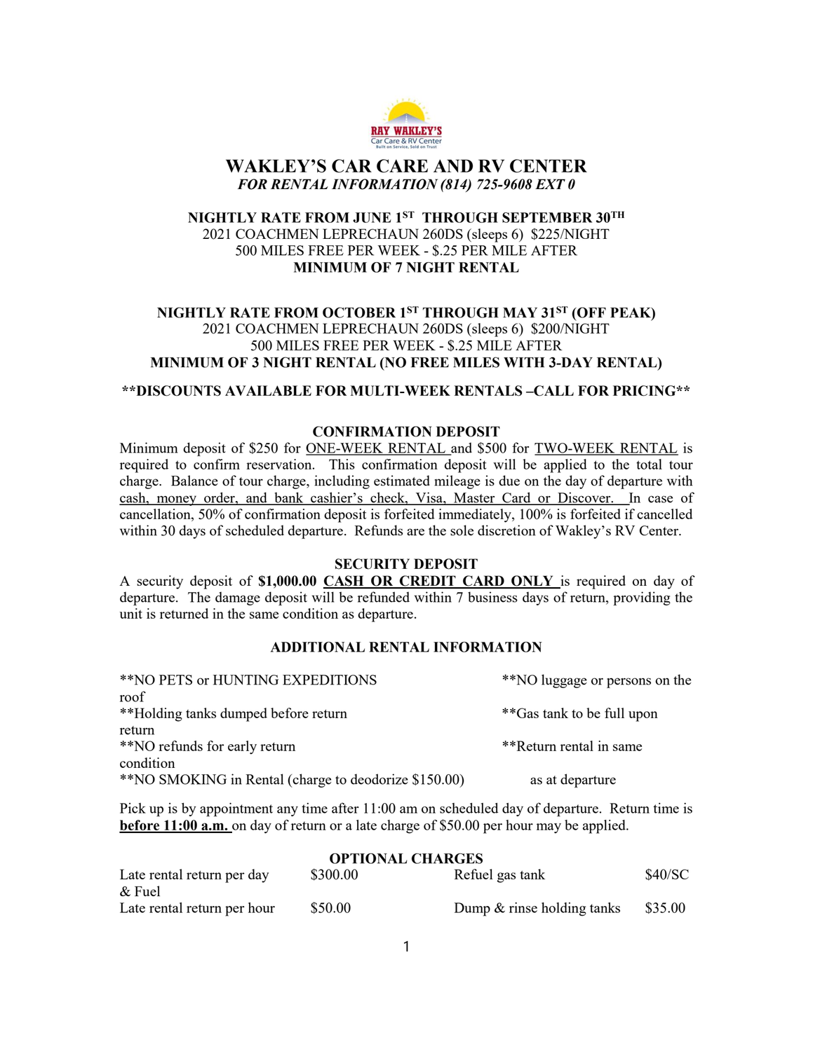RAY WAKLEY'S
Car Care & RV Center
Built on Service, Sold on Trust

# WAKLEY'S CAR CARE AND RV CENTER

***FOR RENTAL INFORMATION (814) 725-9608 EXT 0***

**NIGHTLY RATE FROM JUNE 1ST THROUGH SEPTEMBER 30TH**
2021 COACHMEN LEPRECHAUN 260DS (sleeps 6) $225/NIGHT
500 MILES FREE PER WEEK - $.25 PER MILE AFTER
**MINIMUM OF 7 NIGHT RENTAL**

**NIGHTLY RATE FROM OCTOBER 1ST THROUGH MAY 31ST (OFF PEAK)**
2021 COACHMEN LEPRECHAUN 260DS (sleeps 6) $200/NIGHT
500 MILES FREE PER WEEK - $.25 MILE AFTER
**MINIMUM OF 3 NIGHT RENTAL (NO FREE MILES WITH 3-DAY RENTAL)**

****DISCOUNTS AVAILABLE FOR MULTI-WEEK RENTALS –CALL FOR PRICING****

## CONFIRMATION DEPOSIT

Minimum deposit of $250 for ONE-WEEK RENTAL and $500 for TWO-WEEK RENTAL is required to confirm reservation. This confirmation deposit will be applied to the total tour charge. Balance of tour charge, including estimated mileage is due on the day of departure with cash, money order, and bank cashier's check, Visa, Master Card or Discover. In case of cancellation, 50% of confirmation deposit is forfeited immediately, 100% is forfeited if cancelled within 30 days of scheduled departure. Refunds are the sole discretion of Wakley's RV Center.

## SECURITY DEPOSIT

A security deposit of **$1,000.00** **CASH OR CREDIT CARD ONLY** is required on day of departure. The damage deposit will be refunded within 7 business days of return, providing the unit is returned in the same condition as departure.

## ADDITIONAL RENTAL INFORMATION

- **NO PETS or HUNTING EXPEDITIONS
- **Holding tanks dumped before return
- **NO refunds for early return
- **NO SMOKING in Rental (charge to deodorize $150.00)
- **NO luggage or persons on the roof
- **Gas tank to be full upon return
- **Return rental in same condition as at departure

Pick up is by appointment any time after 11:00 am on scheduled day of departure. Return time is **before 11:00 a.m.** on day of return or a late charge of $50.00 per hour may be applied.

## OPTIONAL CHARGES

| | | | |
|---|---|---|---|
| Late rental return per day & Fuel | $300.00 | Refuel gas tank | $40/SC |
| Late rental return per hour | $50.00 | Dump & rinse holding tanks | $35.00 |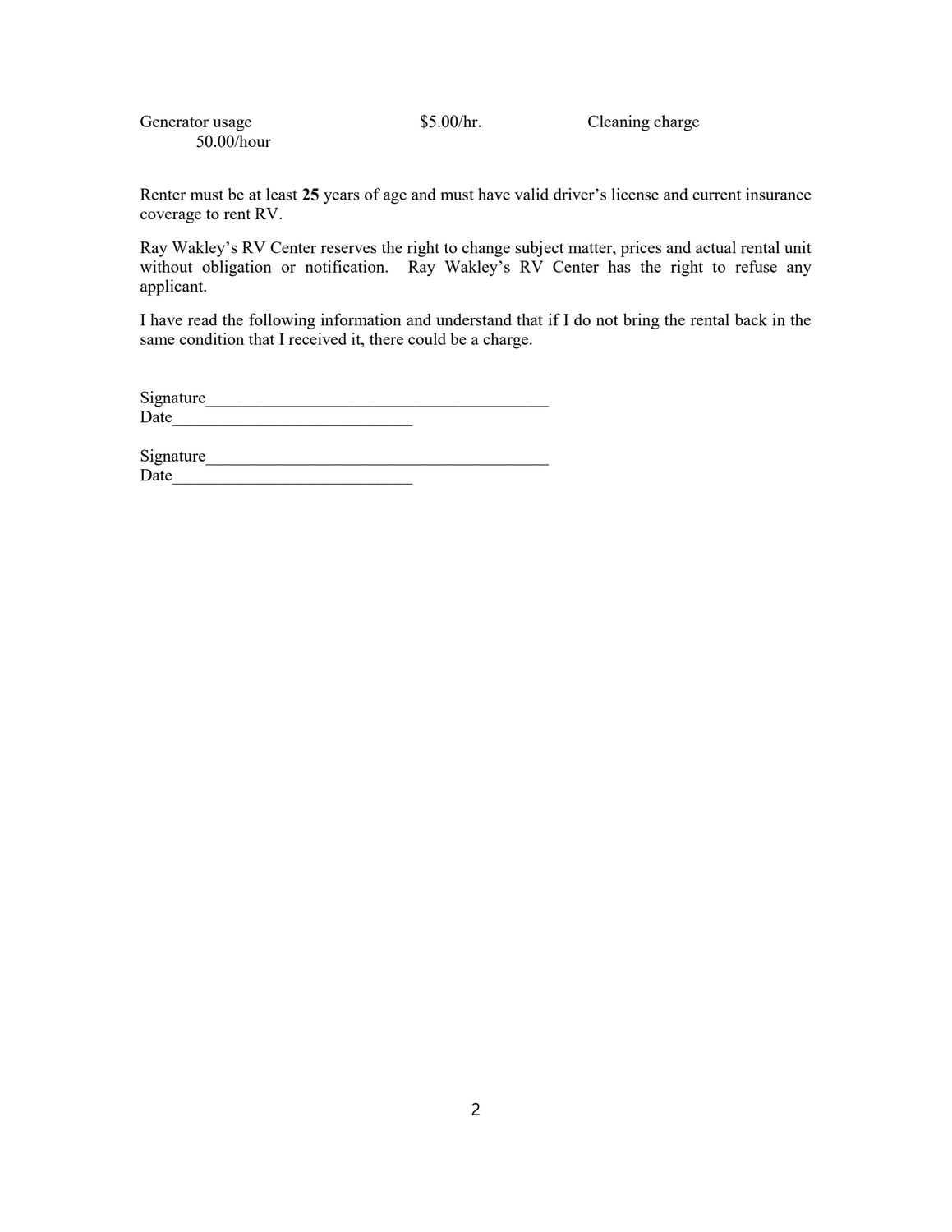Generator usage $5.00/hr. Cleaning charge 50.00/hour

Renter must be at least **25** years of age and must have valid driver's license and current insurance coverage to rent RV.

Ray Wakley's RV Center reserves the right to change subject matter, prices and actual rental unit without obligation or notification. Ray Wakley's RV Center has the right to refuse any applicant.

I have read the following information and understand that if I do not bring the rental back in the same condition that I received it, there could be a charge.

Signature________________________________________
Date____________________________

Signature________________________________________
Date____________________________